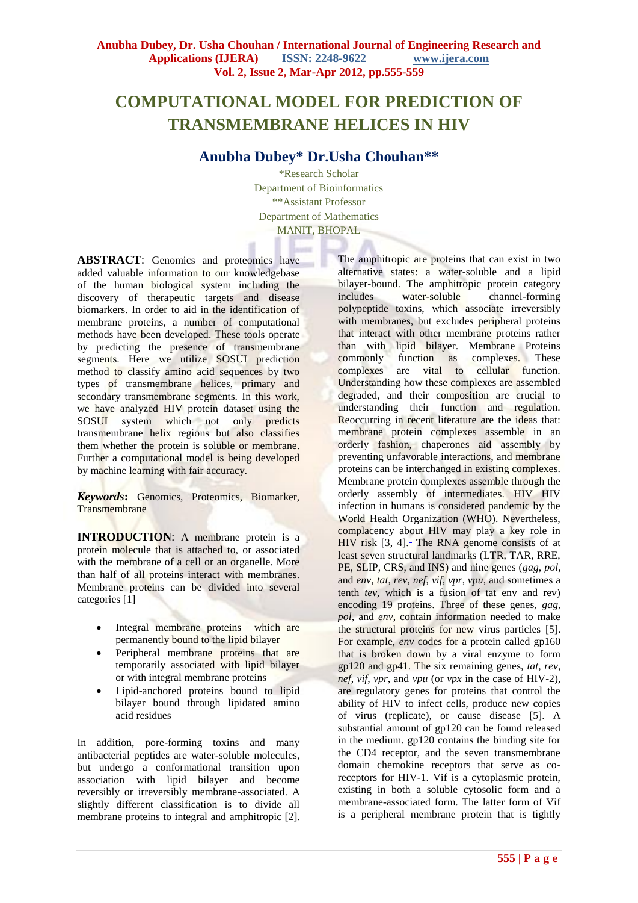# COMPUTATIONAL MODEL FOR PREDICTION OF TRANSMEMBRANE HELICES IN HIV

## Anubha Dubey* Dr.Usha Chouhan**

*Research Scholar
Department of Bioinformatics
**Assistant Professor
Department of Mathematics
MANIT, BHOPAL

**ABSTRACT**: Genomics and proteomics have added valuable information to our knowledgebase of the human biological system including the discovery of therapeutic targets and disease biomarkers. In order to aid in the identification of membrane proteins, a number of computational methods have been developed. These tools operate by predicting the presence of transmembrane segments. Here we utilize SOSUI prediction method to classify amino acid sequences by two types of transmembrane helices, primary and secondary transmembrane segments. In this work, we have analyzed HIV protein dataset using the SOSUI system which not only predicts transmembrane helix regions but also classifies them whether the protein is soluble or membrane. Further a computational model is being developed by machine learning with fair accuracy.

***Keywords***: Genomics, Proteomics, Biomarker, Transmembrane

**INTRODUCTION**: A membrane protein is a protein molecule that is attached to, or associated with the membrane of a cell or an organelle. More than half of all proteins interact with membranes. Membrane proteins can be divided into several categories [1]

- Integral membrane proteins which are permanently bound to the lipid bilayer
- Peripheral membrane proteins that are temporarily associated with lipid bilayer or with integral membrane proteins
- Lipid-anchored proteins bound to lipid bilayer bound through lipidated amino acid residues

In addition, pore-forming toxins and many antibacterial peptides are water-soluble molecules, but undergo a conformational transition upon association with lipid bilayer and become reversibly or irreversibly membrane-associated. A slightly different classification is to divide all membrane proteins to integral and amphitropic [2]. The amphitropic are proteins that can exist in two alternative states: a water-soluble and a lipid bilayer-bound. The amphitropic protein category includes water-soluble channel-forming polypeptide toxins, which associate irreversibly with membranes, but excludes peripheral proteins that interact with other membrane proteins rather than with lipid bilayer. Membrane Proteins commonly function as complexes. These complexes are vital to cellular function. Understanding how these complexes are assembled degraded, and their composition are crucial to understanding their function and regulation. Reoccurring in recent literature are the ideas that: membrane protein complexes assemble in an orderly fashion, chaperones aid assembly by preventing unfavorable interactions, and membrane proteins can be interchanged in existing complexes. Membrane protein complexes assemble through the orderly assembly of intermediates. HIV HIV infection in humans is considered pandemic by the World Health Organization (WHO). Nevertheless, complacency about HIV may play a key role in HIV risk [3, 4]. The RNA genome consists of at least seven structural landmarks (LTR, TAR, RRE, PE, SLIP, CRS, and INS) and nine genes (*gag*, *pol*, and *env*, *tat*, *rev*, *nef*, *vif*, *vpr*, *vpu*, and sometimes a tenth *tev*, which is a fusion of tat env and rev) encoding 19 proteins. Three of these genes, *gag*, *pol*, and *env*, contain information needed to make the structural proteins for new virus particles [5]. For example, *env* codes for a protein called gp160 that is broken down by a viral enzyme to form gp120 and gp41. The six remaining genes, *tat*, *rev*, *nef*, *vif*, *vpr*, and *vpu* (or *vpx* in the case of HIV-2), are regulatory genes for proteins that control the ability of HIV to infect cells, produce new copies of virus (replicate), or cause disease [5]. A substantial amount of gp120 can be found released in the medium. gp120 contains the binding site for the CD4 receptor, and the seven transmembrane domain chemokine receptors that serve as co-receptors for HIV-1. Vif is a cytoplasmic protein, existing in both a soluble cytosolic form and a membrane-associated form. The latter form of Vif is a peripheral membrane protein that is tightly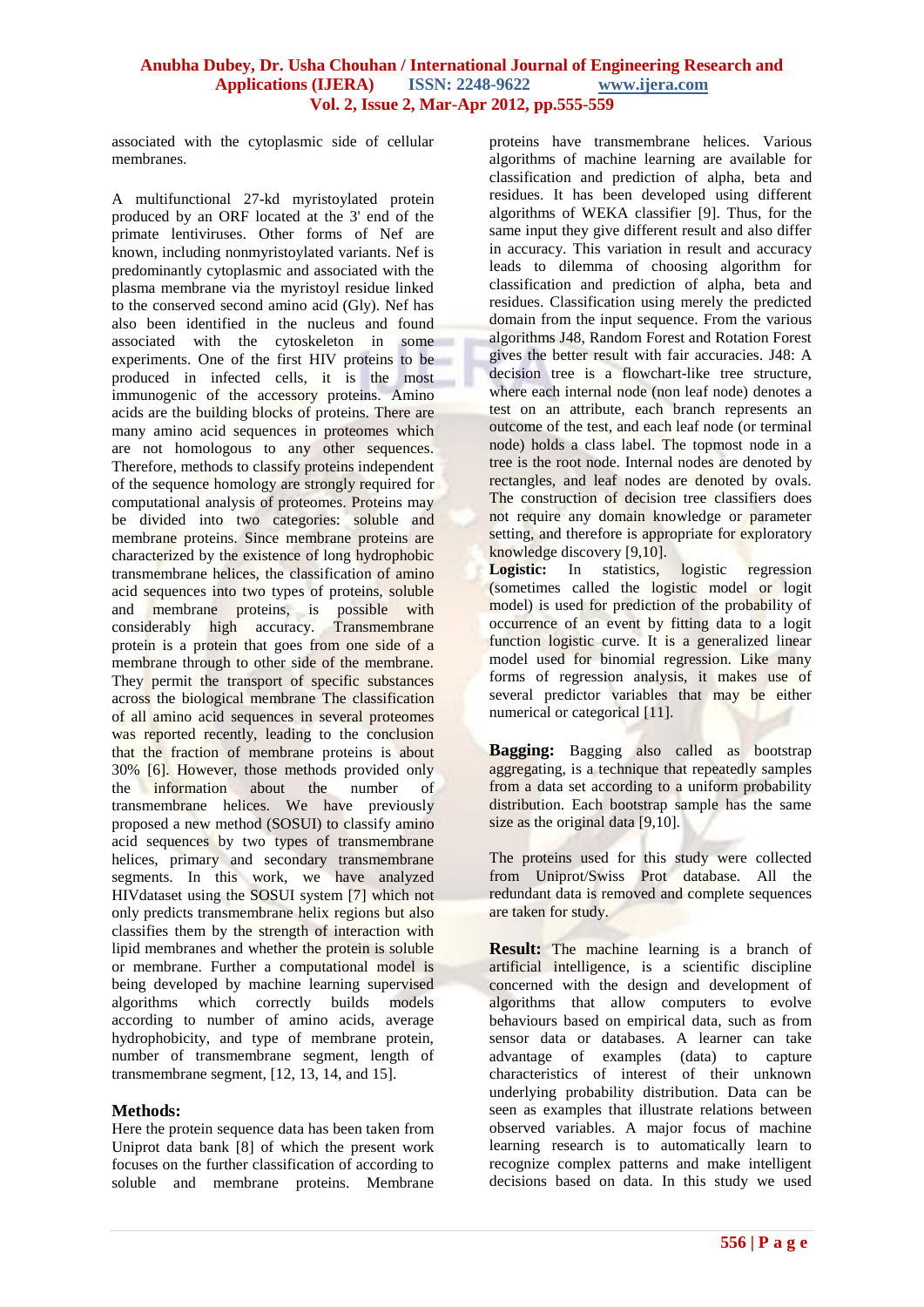associated with the cytoplasmic side of cellular membranes.

A multifunctional 27-kd myristoylated protein produced by an ORF located at the 3' end of the primate lentiviruses. Other forms of Nef are known, including nonmyristoylated variants. Nef is predominantly cytoplasmic and associated with the plasma membrane via the myristoyl residue linked to the conserved second amino acid (Gly). Nef has also been identified in the nucleus and found associated with the cytoskeleton in some experiments. One of the first HIV proteins to be produced in infected cells, it is the most immunogenic of the accessory proteins. Amino acids are the building blocks of proteins. There are many amino acid sequences in proteomes which are not homologous to any other sequences. Therefore, methods to classify proteins independent of the sequence homology are strongly required for computational analysis of proteomes. Proteins may be divided into two categories: soluble and membrane proteins. Since membrane proteins are characterized by the existence of long hydrophobic transmembrane helices, the classification of amino acid sequences into two types of proteins, soluble and membrane proteins, is possible with considerably high accuracy. Transmembrane protein is a protein that goes from one side of a membrane through to other side of the membrane. They permit the transport of specific substances across the biological membrane The classification of all amino acid sequences in several proteomes was reported recently, leading to the conclusion that the fraction of membrane proteins is about 30% [6]. However, those methods provided only the information about the number of transmembrane helices. We have previously proposed a new method (SOSUI) to classify amino acid sequences by two types of transmembrane helices, primary and secondary transmembrane segments. In this work, we have analyzed HIVdataset using the SOSUI system [7] which not only predicts transmembrane helix regions but also classifies them by the strength of interaction with lipid membranes and whether the protein is soluble or membrane. Further a computational model is being developed by machine learning supervised algorithms which correctly builds models according to number of amino acids, average hydrophobicity, and type of membrane protein, number of transmembrane segment, length of transmembrane segment, [12, 13, 14, and 15].

## Methods:

Here the protein sequence data has been taken from Uniprot data bank [8] of which the present work focuses on the further classification of according to soluble and membrane proteins. Membrane proteins have transmembrane helices. Various algorithms of machine learning are available for classification and prediction of alpha, beta and residues. It has been developed using different algorithms of WEKA classifier [9]. Thus, for the same input they give different result and also differ in accuracy. This variation in result and accuracy leads to dilemma of choosing algorithm for classification and prediction of alpha, beta and residues. Classification using merely the predicted domain from the input sequence. From the various algorithms J48, Random Forest and Rotation Forest gives the better result with fair accuracies. J48: A decision tree is a flowchart-like tree structure, where each internal node (non leaf node) denotes a test on an attribute, each branch represents an outcome of the test, and each leaf node (or terminal node) holds a class label. The topmost node in a tree is the root node. Internal nodes are denoted by rectangles, and leaf nodes are denoted by ovals. The construction of decision tree classifiers does not require any domain knowledge or parameter setting, and therefore is appropriate for exploratory knowledge discovery [9,10].

**Logistic:** In statistics, logistic regression (sometimes called the logistic model or logit model) is used for prediction of the probability of occurrence of an event by fitting data to a logit function logistic curve. It is a generalized linear model used for binomial regression. Like many forms of regression analysis, it makes use of several predictor variables that may be either numerical or categorical [11].

**Bagging:** Bagging also called as bootstrap aggregating, is a technique that repeatedly samples from a data set according to a uniform probability distribution. Each bootstrap sample has the same size as the original data [9,10].

The proteins used for this study were collected from Uniprot/Swiss Prot database. All the redundant data is removed and complete sequences are taken for study.

**Result:** The machine learning is a branch of artificial intelligence, is a scientific discipline concerned with the design and development of algorithms that allow computers to evolve behaviours based on empirical data, such as from sensor data or databases. A learner can take advantage of examples (data) to capture characteristics of interest of their unknown underlying probability distribution. Data can be seen as examples that illustrate relations between observed variables. A major focus of machine learning research is to automatically learn to recognize complex patterns and make intelligent decisions based on data. In this study we used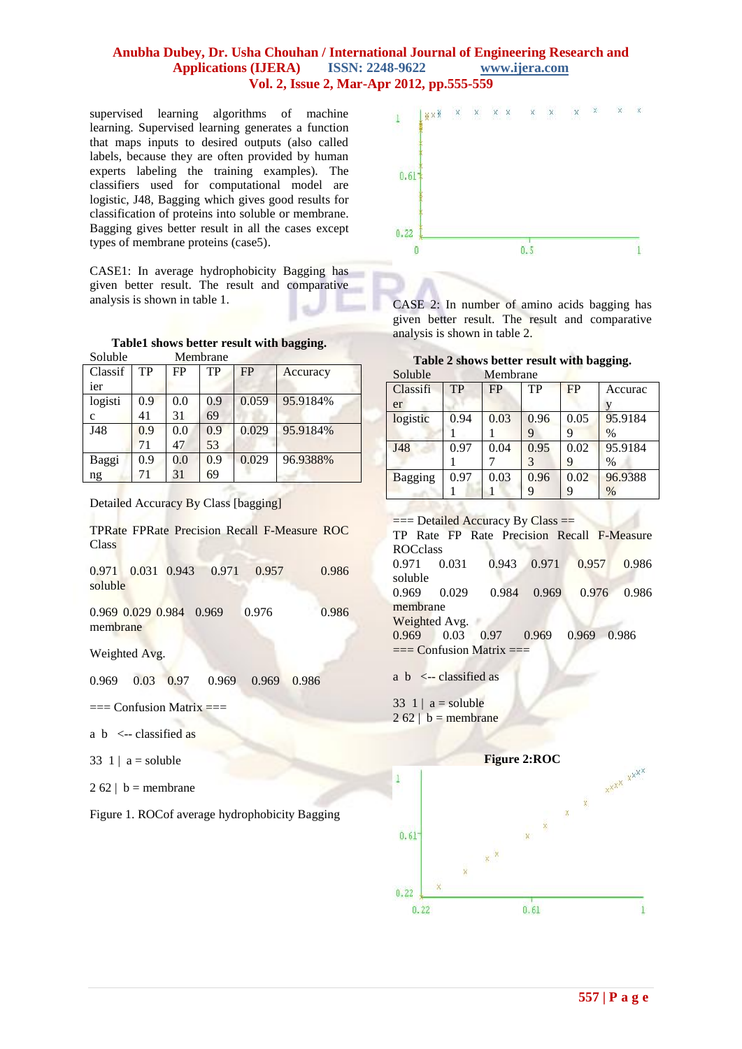supervised learning algorithms of machine learning. Supervised learning generates a function that maps inputs to desired outputs (also called labels, because they are often provided by human experts labeling the training examples). The classifiers used for computational model are logistic, J48, Bagging which gives good results for classification of proteins into soluble or membrane. Bagging gives better result in all the cases except types of membrane proteins (case5).

CASE1: In average hydrophobicity Bagging has given better result. The result and comparative analysis is shown in table 1.

**Table1 shows better result with bagging.**

| | Soluble | | Membrane | | |
|---|---|---|---|---|---|
| Classifier | TP | FP | TP | FP | Accuracy |
| logistic | 0.941 | 0.031 | 0.969 | 0.059 | 95.9184% |
| J48 | 0.971 | 0.047 | 0.953 | 0.029 | 95.9184% |
| Bagging | 0.971 | 0.031 | 0.969 | 0.029 | 96.9388% |

Detailed Accuracy By Class [bagging]

TPRate FPRate Precision Recall F-Measure ROC Class

0.971 0.031 0.943 0.971 0.957 0.986 soluble

0.969 0.029 0.984 0.969 0.976 0.986 membrane

Weighted Avg.

0.969 0.03 0.97 0.969 0.969 0.986

=== Confusion Matrix ===

a b <-- classified as

33 1 | a = soluble

2 62 | b = membrane

Figure 1. ROCof average hydrophobicity Bagging

CASE 2: In number of amino acids bagging has given better result. The result and comparative analysis is shown in table 2.

**Table 2 shows better result with bagging.**

| | Soluble | | Membrane | | |
|---|---|---|---|---|---|
| Classifier | TP | FP | TP | FP | Accuracy |
| logistic | 0.941 | 0.031 | 0.969 | 0.059 | 95.9184 % |
| J48 | 0.971 | 0.047 | 0.953 | 0.029 | 95.9184 % |
| Bagging | 0.971 | 0.031 | 0.969 | 0.029 | 96.9388 % |

=== Detailed Accuracy By Class ==

TP Rate FP Rate Precision Recall F-Measure ROCclass

0.971 0.031 0.943 0.971 0.957 0.986 soluble

0.969 0.029 0.984 0.969 0.976 0.986 membrane

Weighted Avg.

0.969 0.03 0.97 0.969 0.969 0.986

=== Confusion Matrix ===

a b <-- classified as

33 1 | a = soluble

2 62 | b = membrane

**Figure 2:ROC**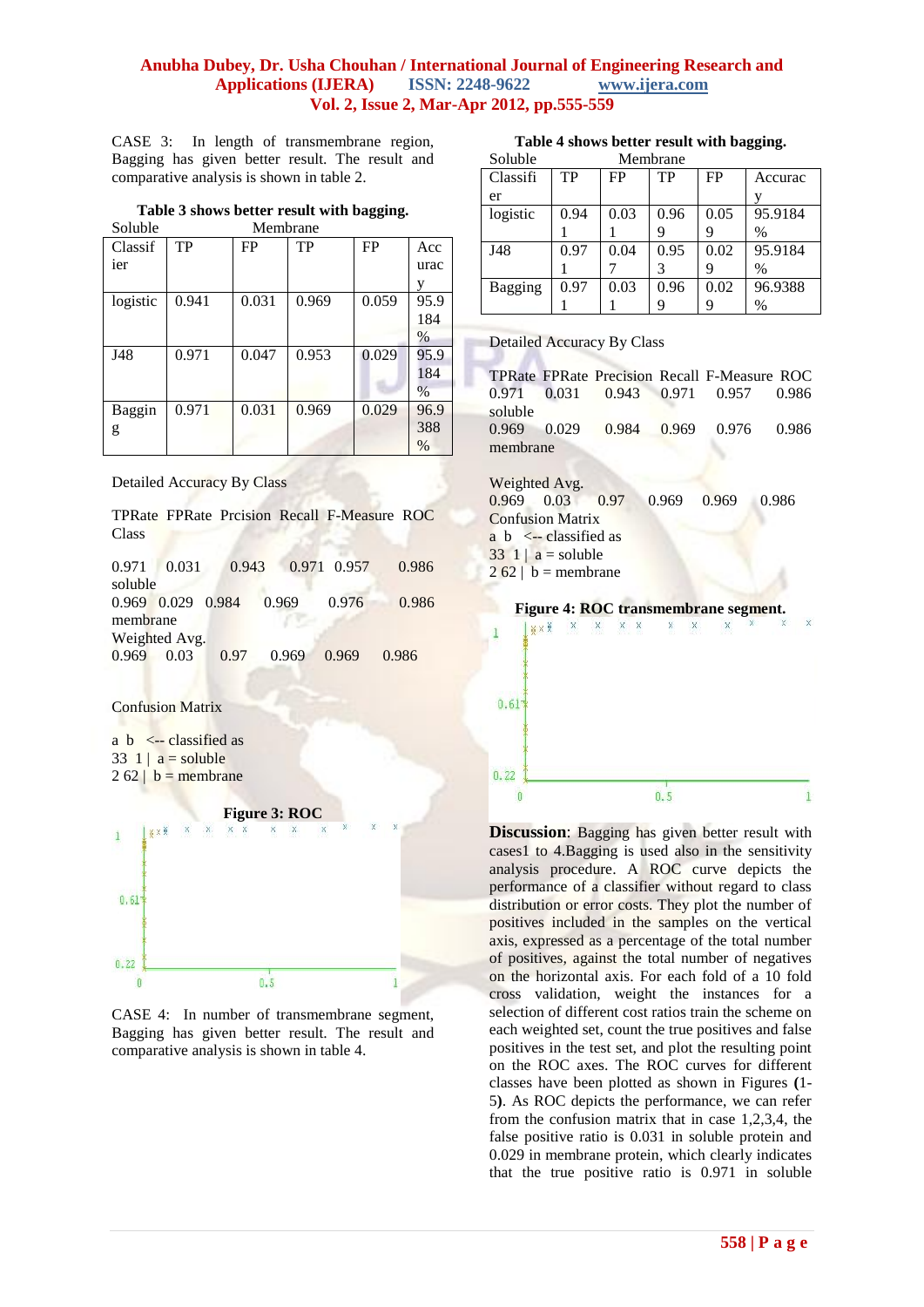CASE 3: In length of transmembrane region, Bagging has given better result. The result and comparative analysis is shown in table 2.

**Table 3 shows better result with bagging.**

| | Soluble | | Membrane | | |
|---|---|---|---|---|---|
| Classifier | TP | FP | TP | FP | Accuracy |
| logistic | 0.941 | 0.031 | 0.969 | 0.059 | 95.9184 % |
| J48 | 0.971 | 0.047 | 0.953 | 0.029 | 95.9184 % |
| Bagging | 0.971 | 0.031 | 0.969 | 0.029 | 96.9388 % |

Detailed Accuracy By Class

```
TPRate  FPRate  Prcision  Recall  F-Measure  ROC
Class

0.971   0.031   0.943   0.971  0.957   0.986
soluble
0.969  0.029  0.984   0.969   0.976   0.986
membrane
Weighted Avg.
0.969   0.03   0.97   0.969   0.969   0.986
```

Confusion Matrix

```
a b   <-- classified as
33  1 |  a = soluble
2 62 |  b = membrane
```

**Figure 3: ROC**

CASE 4: In number of transmembrane segment, Bagging has given better result. The result and comparative analysis is shown in table 4.

**Table 4 shows better result with bagging.**

| | Soluble | | Membrane | | |
|---|---|---|---|---|---|
| Classifier | TP | FP | TP | FP | Accuracy |
| logistic | 0.941 | 0.031 | 0.969 | 0.059 | 95.9184 % |
| J48 | 0.971 | 0.047 | 0.953 | 0.029 | 95.9184 % |
| Bagging | 0.971 | 0.031 | 0.969 | 0.029 | 96.9388 % |

Detailed Accuracy By Class

```
TPRate  FPRate  Precision  Recall  F-Measure  ROC
0.971    0.031     0.943    0.971    0.957    0.986
soluble
0.969    0.029     0.984    0.969    0.976    0.986
membrane

Weighted Avg.
0.969   0.03    0.97    0.969    0.969    0.986
```

Confusion Matrix

```
a b   <-- classified as
33  1 |  a = soluble
2 62 |  b = membrane
```

**Figure 4: ROC transmembrane segment.**

**Discussion**: Bagging has given better result with cases1 to 4.Bagging is used also in the sensitivity analysis procedure. A ROC curve depicts the performance of a classifier without regard to class distribution or error costs. They plot the number of positives included in the samples on the vertical axis, expressed as a percentage of the total number of positives, against the total number of negatives on the horizontal axis. For each fold of a 10 fold cross validation, weight the instances for a selection of different cost ratios train the scheme on each weighted set, count the true positives and false positives in the test set, and plot the resulting point on the ROC axes. The ROC curves for different classes have been plotted as shown in Figures **(**1-5**)**. As ROC depicts the performance, we can refer from the confusion matrix that in case 1,2,3,4, the false positive ratio is 0.031 in soluble protein and 0.029 in membrane protein, which clearly indicates that the true positive ratio is 0.971 in soluble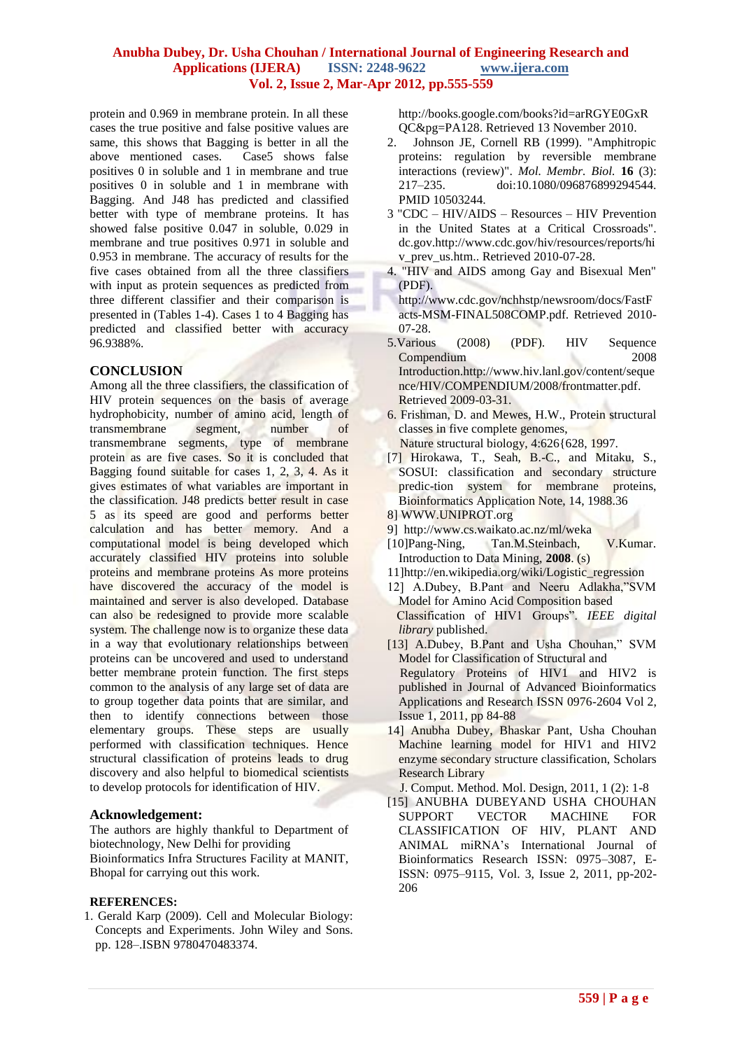protein and 0.969 in membrane protein. In all these cases the true positive and false positive values are same, this shows that Bagging is better in all the above mentioned cases. Case5 shows false positives 0 in soluble and 1 in membrane and true positives 0 in soluble and 1 in membrane with Bagging. And J48 has predicted and classified better with type of membrane proteins. It has showed false positive 0.047 in soluble, 0.029 in membrane and true positives 0.971 in soluble and 0.953 in membrane. The accuracy of results for the five cases obtained from all the three classifiers with input as protein sequences as predicted from three different classifier and their comparison is presented in (Tables 1-4). Cases 1 to 4 Bagging has predicted and classified better with accuracy 96.9388%.

## CONCLUSION

Among all the three classifiers, the classification of HIV protein sequences on the basis of average hydrophobicity, number of amino acid, length of transmembrane segment, number of transmembrane segments, type of membrane protein as are five cases. It is concluded that Bagging found suitable for cases 1, 2, 3, 4. As it gives estimates of what variables are important in the classification. J48 predicts better result in case 5 as its speed are good and performs better calculation and has better memory. And a computational model is being developed which accurately classified HIV proteins into soluble proteins and membrane proteins As more proteins have discovered the accuracy of the model is maintained and server is also developed. Database can also be redesigned to provide more scalable system. The challenge now is to organize these data in a way that evolutionary relationships between proteins can be uncovered and used to understand better membrane protein function. The first steps common to the analysis of any large set of data are to group together data points that are similar, and then to identify connections between those elementary groups. These steps are usually performed with classification techniques. Hence structural classification of proteins leads to drug discovery and also helpful to biomedical scientists to develop protocols for identification of HIV.

## Acknowledgement:

The authors are highly thankful to Department of biotechnology, New Delhi for providing Bioinformatics Infra Structures Facility at MANIT, Bhopal for carrying out this work.

## REFERENCES:

1. Gerald Karp (2009). Cell and Molecular Biology: Concepts and Experiments. John Wiley and Sons. pp. 128–.ISBN 9780470483374. http://books.google.com/books?id=arRGYE0GxRQC&pg=PA128. Retrieved 13 November 2010.
2. Johnson JE, Cornell RB (1999). "Amphitropic proteins: regulation by reversible membrane interactions (review)". *Mol. Membr. Biol.* **16** (3): 217–235. doi:10.1080/096876899294544. PMID 10503244.
3 "CDC – HIV/AIDS – Resources – HIV Prevention in the United States at a Critical Crossroads". dc.gov.http://www.cdc.gov/hiv/resources/reports/hiv_prev_us.htm.. Retrieved 2010-07-28.
4. "HIV and AIDS among Gay and Bisexual Men" (PDF). http://www.cdc.gov/nchhstp/newsroom/docs/FastFacts-MSM-FINAL508COMP.pdf. Retrieved 2010-07-28.
5.Various (2008) (PDF). HIV Sequence Compendium 2008 Introduction.http://www.hiv.lanl.gov/content/sequence/HIV/COMPENDIUM/2008/frontmatter.pdf. Retrieved 2009-03-31.
6. Frishman, D. and Mewes, H.W., Protein structural classes in five complete genomes, Nature structural biology, 4:626{628, 1997.
[7] Hirokawa, T., Seah, B.-C., and Mitaku, S., SOSUI: classification and secondary structure predic-tion system for membrane proteins, Bioinformatics Application Note, 14, 1988.36
8] WWW.UNIPROT.org
9] http://www.cs.waikato.ac.nz/ml/weka
[10]Pang-Ning, Tan.M.Steinbach, V.Kumar. Introduction to Data Mining, **2008**. (s)
11]http://en.wikipedia.org/wiki/Logistic_regression
12] A.Dubey, B.Pant and Neeru Adlakha,"SVM Model for Amino Acid Composition based Classification of HIV1 Groups". *IEEE digital library* published.
[13] A.Dubey, B.Pant and Usha Chouhan," SVM Model for Classification of Structural and Regulatory Proteins of HIV1 and HIV2 is published in Journal of Advanced Bioinformatics Applications and Research ISSN 0976-2604 Vol 2, Issue 1, 2011, pp 84-88
14] Anubha Dubey, Bhaskar Pant, Usha Chouhan Machine learning model for HIV1 and HIV2 enzyme secondary structure classification, Scholars Research Library J. Comput. Method. Mol. Design, 2011, 1 (2): 1-8
[15] ANUBHA DUBEYAND USHA CHOUHAN SUPPORT VECTOR MACHINE FOR CLASSIFICATION OF HIV, PLANT AND ANIMAL miRNA's International Journal of Bioinformatics Research ISSN: 0975–3087, E-ISSN: 0975–9115, Vol. 3, Issue 2, 2011, pp-202-206